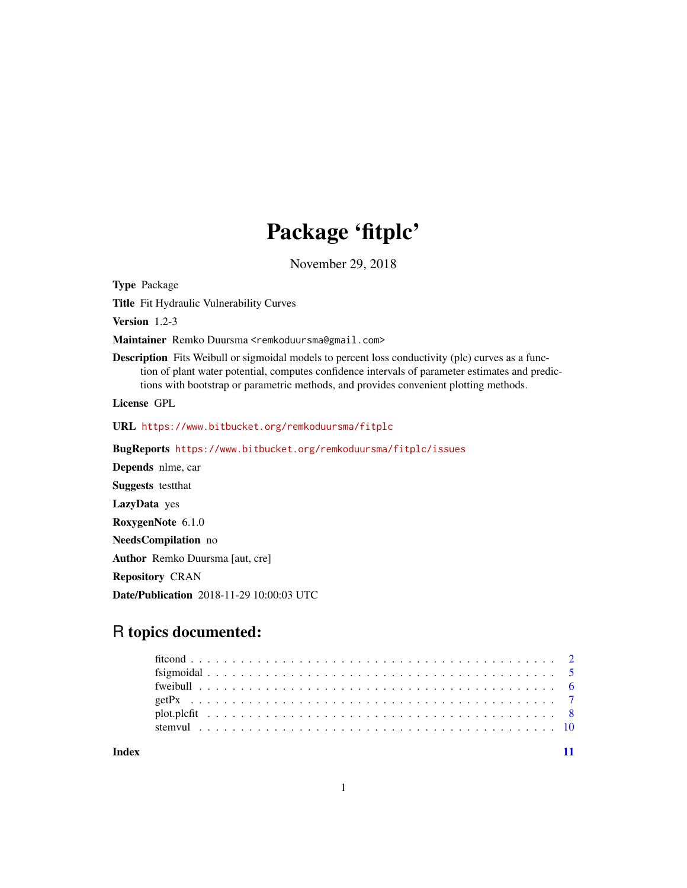# Package 'fitplc'

November 29, 2018

**Type** Package

**Title** Fit Hydraulic Vulnerability Curves

**Version** 1.2-3

**Maintainer** Remko Duursma <remkoduursma@gmail.com>

**Description** Fits Weibull or sigmoidal models to percent loss conductivity (plc) curves as a function of plant water potential, computes confidence intervals of parameter estimates and predictions with bootstrap or parametric methods, and provides convenient plotting methods.

**License** GPL

**URL** https://www.bitbucket.org/remkoduursma/fitplc

**BugReports** https://www.bitbucket.org/remkoduursma/fitplc/issues

**Depends** nlme, car

**Suggests** testthat

**LazyData** yes

**RoxygenNote** 6.1.0

**NeedsCompilation** no

**Author** Remko Duursma [aut, cre]

**Repository** CRAN

**Date/Publication** 2018-11-29 10:00:03 UTC

## R topics documented:

- fitcond . . . . . . . . . . . . . . . . . . . . . . . . . . . . . . . . . . . . . . . . . . 2
- fsigmoidal . . . . . . . . . . . . . . . . . . . . . . . . . . . . . . . . . . . . . . . . 5
- fweibull . . . . . . . . . . . . . . . . . . . . . . . . . . . . . . . . . . . . . . . . . 6
- getPx . . . . . . . . . . . . . . . . . . . . . . . . . . . . . . . . . . . . . . . . . . 7
- plot.plcfit . . . . . . . . . . . . . . . . . . . . . . . . . . . . . . . . . . . . . . . . 8
- stemvul . . . . . . . . . . . . . . . . . . . . . . . . . . . . . . . . . . . . . . . . . 10

**Index** 11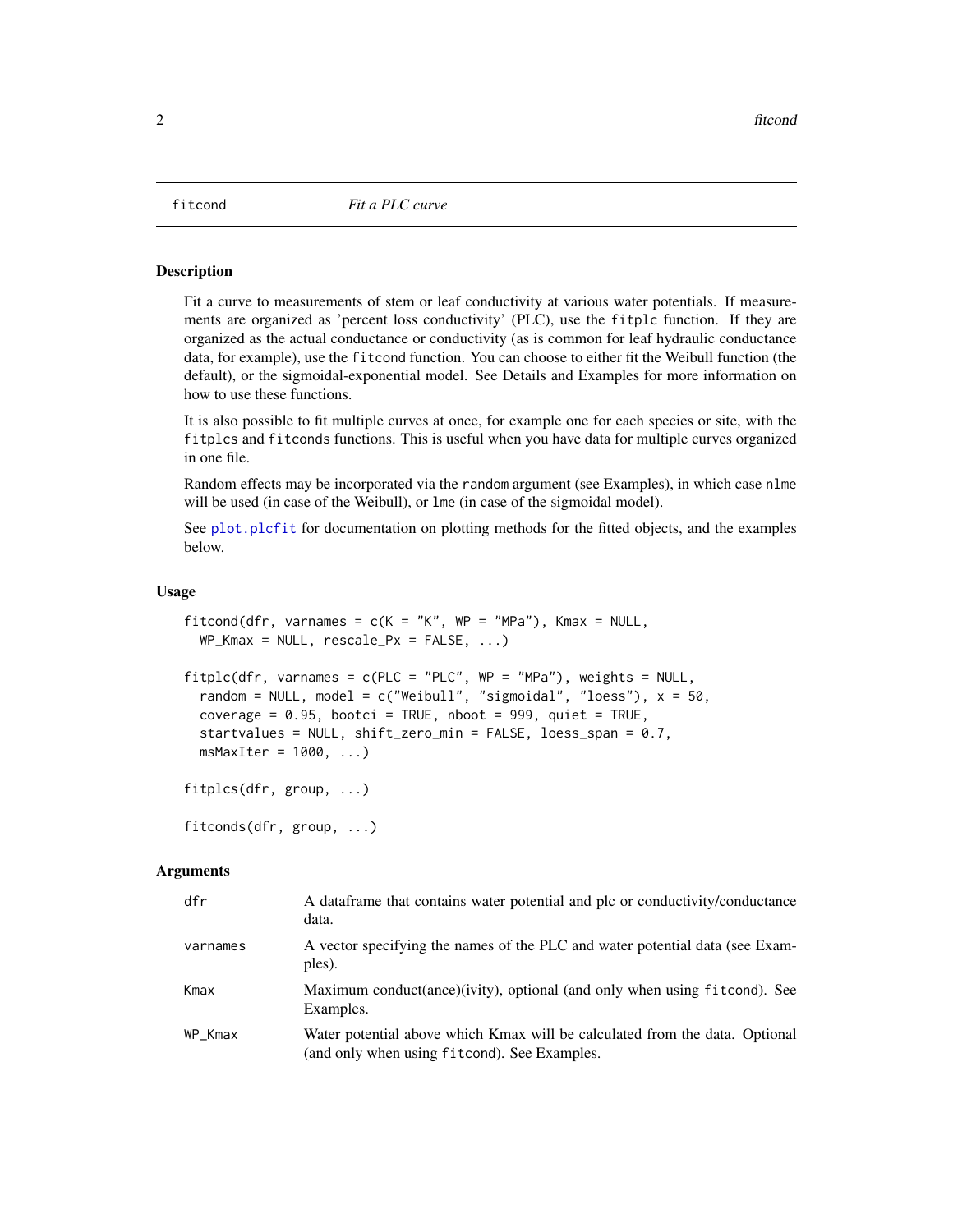fitcond *Fit a PLC curve*

## Description

Fit a curve to measurements of stem or leaf conductivity at various water potentials. If measurements are organized as 'percent loss conductivity' (PLC), use the `fitplc` function. If they are organized as the actual conductance or conductivity (as is common for leaf hydraulic conductance data, for example), use the `fitcond` function. You can choose to either fit the Weibull function (the default), or the sigmoidal-exponential model. See Details and Examples for more information on how to use these functions.

It is also possible to fit multiple curves at once, for example one for each species or site, with the `fitplcs` and `fitconds` functions. This is useful when you have data for multiple curves organized in one file.

Random effects may be incorporated via the `random` argument (see Examples), in which case `nlme` will be used (in case of the Weibull), or `lme` (in case of the sigmoidal model).

See `plot.plcfit` for documentation on plotting methods for the fitted objects, and the examples below.

## Usage

```
fitcond(dfr, varnames = c(K = "K", WP = "MPa"), Kmax = NULL,
  WP_Kmax = NULL, rescale_Px = FALSE, ...)

fitplc(dfr, varnames = c(PLC = "PLC", WP = "MPa"), weights = NULL,
  random = NULL, model = c("Weibull", "sigmoidal", "loess"), x = 50,
  coverage = 0.95, bootci = TRUE, nboot = 999, quiet = TRUE,
  startvalues = NULL, shift_zero_min = FALSE, loess_span = 0.7,
  msMaxIter = 1000, ...)

fitplcs(dfr, group, ...)

fitconds(dfr, group, ...)
```

## Arguments

| | |
|---|---|
| dfr | A dataframe that contains water potential and plc or conductivity/conductance data. |
| varnames | A vector specifying the names of the PLC and water potential data (see Examples). |
| Kmax | Maximum conduct(ance)(ivity), optional (and only when using `fitcond`). See Examples. |
| WP_Kmax | Water potential above which Kmax will be calculated from the data. Optional (and only when using `fitcond`). See Examples. |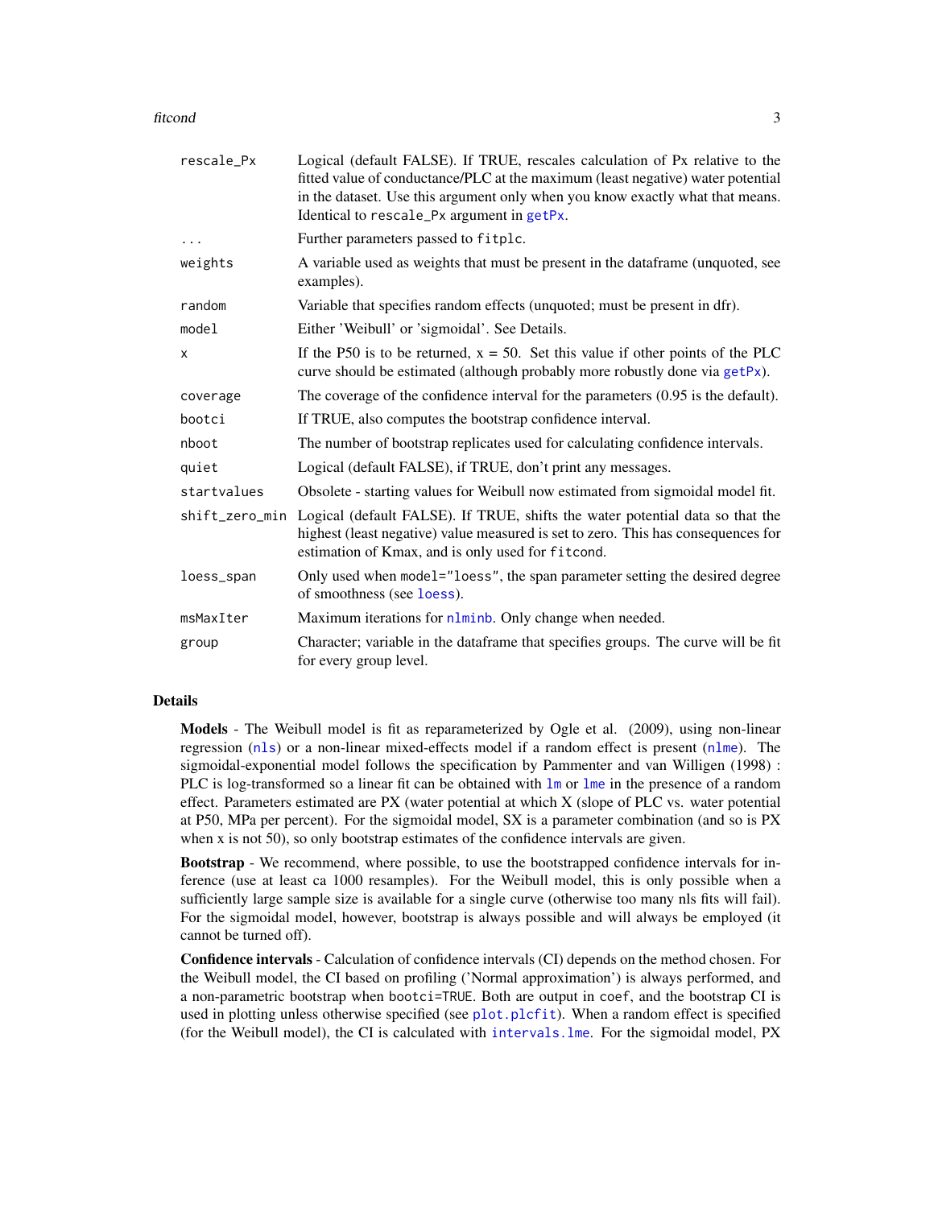| | |
|---|---|
| rescale_Px | Logical (default FALSE). If TRUE, rescales calculation of Px relative to the fitted value of conductance/PLC at the maximum (least negative) water potential in the dataset. Use this argument only when you know exactly what that means. Identical to `rescale_Px` argument in `getPx`. |
| ... | Further parameters passed to `fitplc`. |
| weights | A variable used as weights that must be present in the dataframe (unquoted, see examples). |
| random | Variable that specifies random effects (unquoted; must be present in dfr). |
| model | Either 'Weibull' or 'sigmoidal'. See Details. |
| x | If the P50 is to be returned, x = 50. Set this value if other points of the PLC curve should be estimated (although probably more robustly done via `getPx`). |
| coverage | The coverage of the confidence interval for the parameters (0.95 is the default). |
| bootci | If TRUE, also computes the bootstrap confidence interval. |
| nboot | The number of bootstrap replicates used for calculating confidence intervals. |
| quiet | Logical (default FALSE), if TRUE, don't print any messages. |
| startvalues | Obsolete - starting values for Weibull now estimated from sigmoidal model fit. |
| shift_zero_min | Logical (default FALSE). If TRUE, shifts the water potential data so that the highest (least negative) value measured is set to zero. This has consequences for estimation of Kmax, and is only used for `fitcond`. |
| loess_span | Only used when `model="loess"`, the span parameter setting the desired degree of smoothness (see `loess`). |
| msMaxIter | Maximum iterations for `nlminb`. Only change when needed. |
| group | Character; variable in the dataframe that specifies groups. The curve will be fit for every group level. |

## Details

**Models** - The Weibull model is fit as reparameterized by Ogle et al. (2009), using non-linear regression (`nls`) or a non-linear mixed-effects model if a random effect is present (`nlme`). The sigmoidal-exponential model follows the specification by Pammenter and van Willigen (1998) : PLC is log-transformed so a linear fit can be obtained with `lm` or `lme` in the presence of a random effect. Parameters estimated are PX (water potential at which X (slope of PLC vs. water potential at P50, MPa per percent). For the sigmoidal model, SX is a parameter combination (and so is PX when x is not 50), so only bootstrap estimates of the confidence intervals are given.

**Bootstrap** - We recommend, where possible, to use the bootstrapped confidence intervals for inference (use at least ca 1000 resamples). For the Weibull model, this is only possible when a sufficiently large sample size is available for a single curve (otherwise too many nls fits will fail). For the sigmoidal model, however, bootstrap is always possible and will always be employed (it cannot be turned off).

**Confidence intervals** - Calculation of confidence intervals (CI) depends on the method chosen. For the Weibull model, the CI based on profiling ('Normal approximation') is always performed, and a non-parametric bootstrap when `bootci=TRUE`. Both are output in `coef`, and the bootstrap CI is used in plotting unless otherwise specified (see `plot.plcfit`). When a random effect is specified (for the Weibull model), the CI is calculated with `intervals.lme`. For the sigmoidal model, PX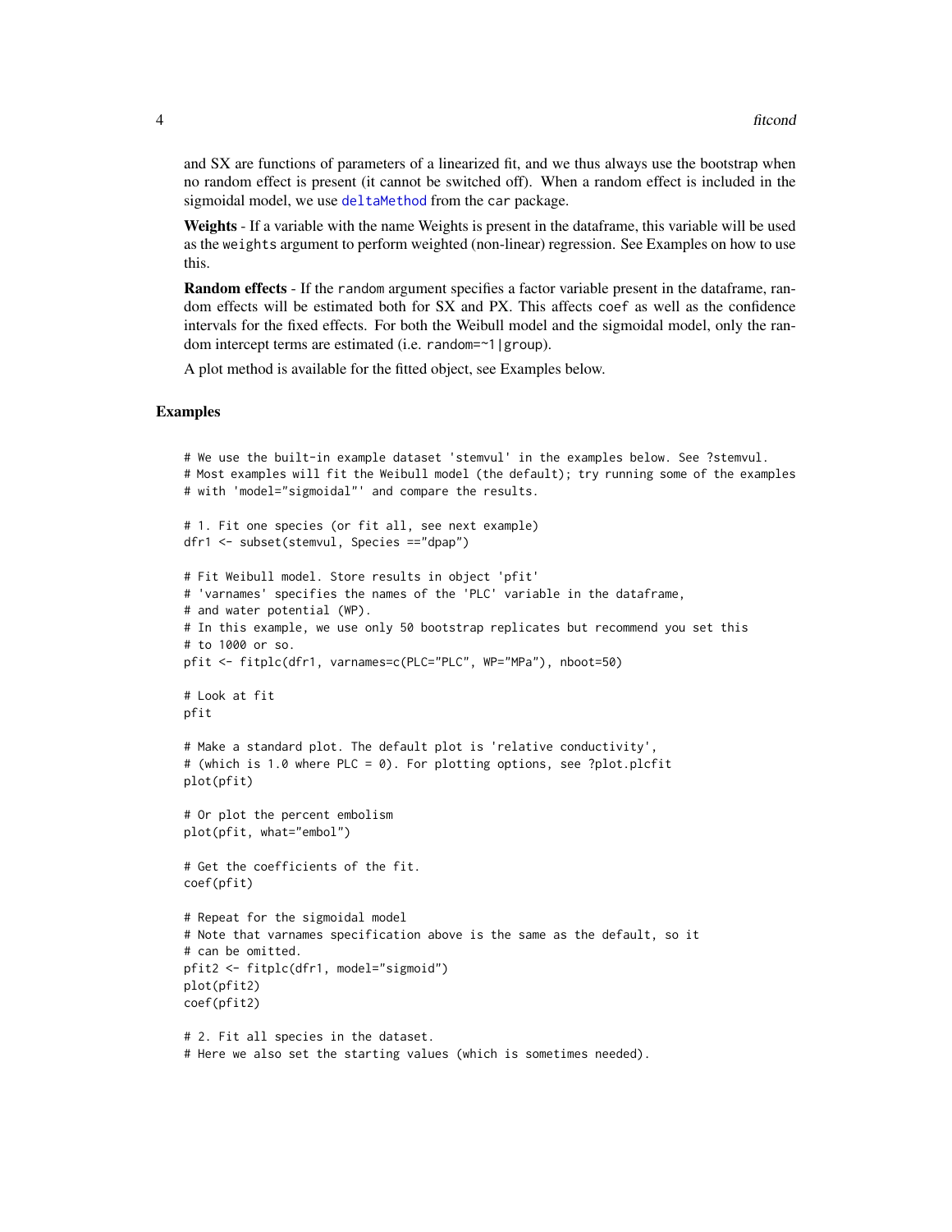and SX are functions of parameters of a linearized fit, and we thus always use the bootstrap when no random effect is present (it cannot be switched off). When a random effect is included in the sigmoidal model, we use deltaMethod from the car package.

**Weights** - If a variable with the name Weights is present in the dataframe, this variable will be used as the weights argument to perform weighted (non-linear) regression. See Examples on how to use this.

**Random effects** - If the random argument specifies a factor variable present in the dataframe, random effects will be estimated both for SX and PX. This affects coef as well as the confidence intervals for the fixed effects. For both the Weibull model and the sigmoidal model, only the random intercept terms are estimated (i.e. random=~1|group).

A plot method is available for the fitted object, see Examples below.

## Examples

```
# We use the built-in example dataset 'stemvul' in the examples below. See ?stemvul.
# Most examples will fit the Weibull model (the default); try running some of the examples
# with 'model="sigmoidal"' and compare the results.

# 1. Fit one species (or fit all, see next example)
dfr1 <- subset(stemvul, Species =="dpap")

# Fit Weibull model. Store results in object 'pfit'
# 'varnames' specifies the names of the 'PLC' variable in the dataframe,
# and water potential (WP).
# In this example, we use only 50 bootstrap replicates but recommend you set this
# to 1000 or so.
pfit <- fitplc(dfr1, varnames=c(PLC="PLC", WP="MPa"), nboot=50)

# Look at fit
pfit

# Make a standard plot. The default plot is 'relative conductivity',
# (which is 1.0 where PLC = 0). For plotting options, see ?plot.plcfit
plot(pfit)

# Or plot the percent embolism
plot(pfit, what="embol")

# Get the coefficients of the fit.
coef(pfit)

# Repeat for the sigmoidal model
# Note that varnames specification above is the same as the default, so it
# can be omitted.
pfit2 <- fitplc(dfr1, model="sigmoid")
plot(pfit2)
coef(pfit2)

# 2. Fit all species in the dataset.
# Here we also set the starting values (which is sometimes needed).
```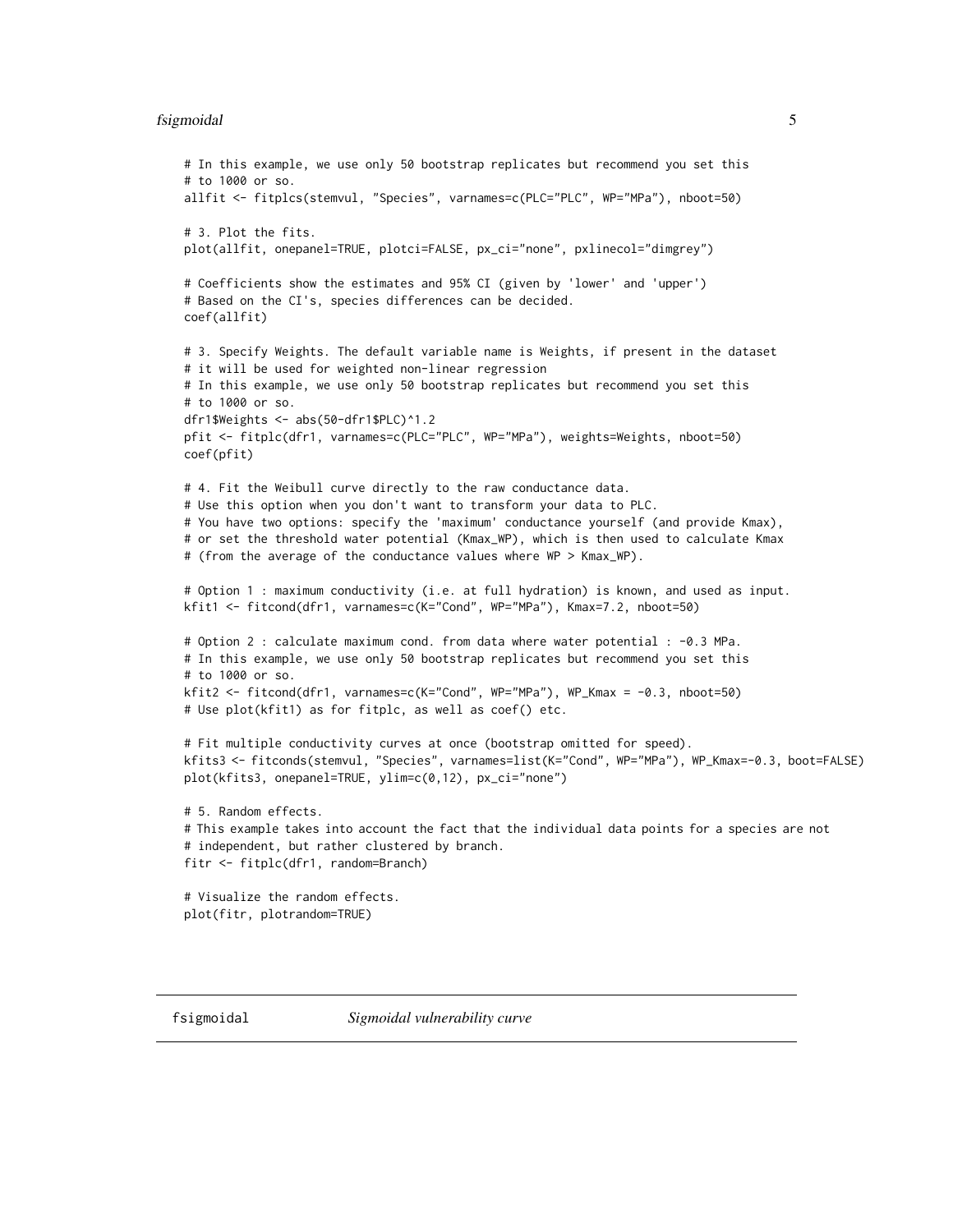```
# In this example, we use only 50 bootstrap replicates but recommend you set this
# to 1000 or so.
allfit <- fitplcs(stemvul, "Species", varnames=c(PLC="PLC", WP="MPa"), nboot=50)

# 3. Plot the fits.
plot(allfit, onepanel=TRUE, plotci=FALSE, px_ci="none", pxlinecol="dimgrey")

# Coefficients show the estimates and 95% CI (given by 'lower' and 'upper')
# Based on the CI's, species differences can be decided.
coef(allfit)

# 3. Specify Weights. The default variable name is Weights, if present in the dataset
# it will be used for weighted non-linear regression
# In this example, we use only 50 bootstrap replicates but recommend you set this
# to 1000 or so.
dfr1$Weights <- abs(50-dfr1$PLC)^1.2
pfit <- fitplc(dfr1, varnames=c(PLC="PLC", WP="MPa"), weights=Weights, nboot=50)
coef(pfit)

# 4. Fit the Weibull curve directly to the raw conductance data.
# Use this option when you don't want to transform your data to PLC.
# You have two options: specify the 'maximum' conductance yourself (and provide Kmax),
# or set the threshold water potential (Kmax_WP), which is then used to calculate Kmax
# (from the average of the conductance values where WP > Kmax_WP).

# Option 1 : maximum conductivity (i.e. at full hydration) is known, and used as input.
kfit1 <- fitcond(dfr1, varnames=c(K="Cond", WP="MPa"), Kmax=7.2, nboot=50)

# Option 2 : calculate maximum cond. from data where water potential : -0.3 MPa.
# In this example, we use only 50 bootstrap replicates but recommend you set this
# to 1000 or so.
kfit2 <- fitcond(dfr1, varnames=c(K="Cond", WP="MPa"), WP_Kmax = -0.3, nboot=50)
# Use plot(kfit1) as for fitplc, as well as coef() etc.

# Fit multiple conductivity curves at once (bootstrap omitted for speed).
kfits3 <- fitconds(stemvul, "Species", varnames=list(K="Cond", WP="MPa"), WP_Kmax=-0.3, boot=FALSE)
plot(kfits3, onepanel=TRUE, ylim=c(0,12), px_ci="none")

# 5. Random effects.
# This example takes into account the fact that the individual data points for a species are not
# independent, but rather clustered by branch.
fitr <- fitplc(dfr1, random=Branch)

# Visualize the random effects.
plot(fitr, plotrandom=TRUE)
```

## fsigmoidal *Sigmoidal vulnerability curve*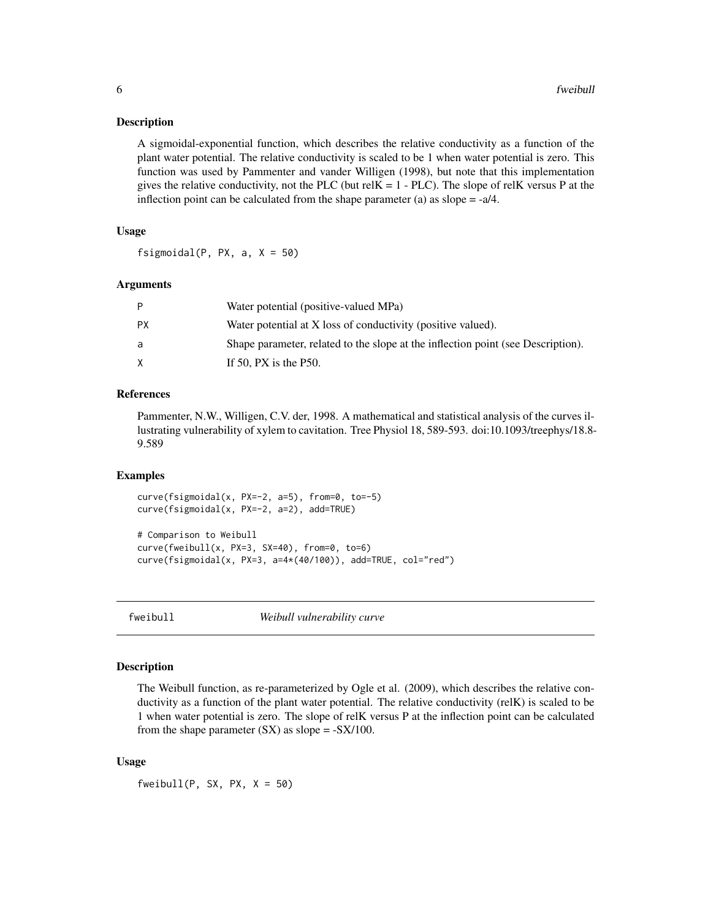### Description

A sigmoidal-exponential function, which describes the relative conductivity as a function of the plant water potential. The relative conductivity is scaled to be 1 when water potential is zero. This function was used by Pammenter and vander Willigen (1998), but note that this implementation gives the relative conductivity, not the PLC (but relK = 1 - PLC). The slope of relK versus P at the inflection point can be calculated from the shape parameter (a) as slope = -a/4.

### Usage

```
fsigmoidal(P, PX, a, X = 50)
```

### Arguments

| | |
|---|---|
| P | Water potential (positive-valued MPa) |
| PX | Water potential at X loss of conductivity (positive valued). |
| a | Shape parameter, related to the slope at the inflection point (see Description). |
| X | If 50, PX is the P50. |

### References

Pammenter, N.W., Willigen, C.V. der, 1998. A mathematical and statistical analysis of the curves illustrating vulnerability of xylem to cavitation. Tree Physiol 18, 589-593. doi:10.1093/treephys/18.8-9.589

### Examples

```
curve(fsigmoidal(x, PX=-2, a=5), from=0, to=-5)
curve(fsigmoidal(x, PX=-2, a=2), add=TRUE)

# Comparison to Weibull
curve(fweibull(x, PX=3, SX=40), from=0, to=6)
curve(fsigmoidal(x, PX=3, a=4*(40/100)), add=TRUE, col="red")
```

---

## fweibull *Weibull vulnerability curve*

---

### Description

The Weibull function, as re-parameterized by Ogle et al. (2009), which describes the relative conductivity as a function of the plant water potential. The relative conductivity (relK) is scaled to be 1 when water potential is zero. The slope of relK versus P at the inflection point can be calculated from the shape parameter (SX) as slope = -SX/100.

### Usage

```
fweibull(P, SX, PX, X = 50)
```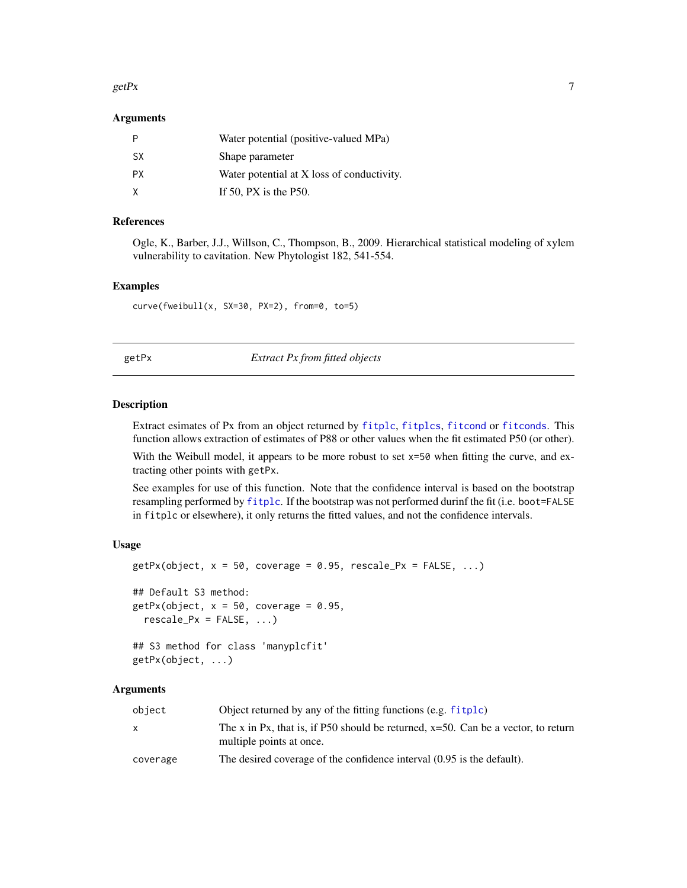### Arguments

| | |
|---|---|
| P | Water potential (positive-valued MPa) |
| SX | Shape parameter |
| PX | Water potential at X loss of conductivity. |
| X | If 50, PX is the P50. |

### References

Ogle, K., Barber, J.J., Willson, C., Thompson, B., 2009. Hierarchical statistical modeling of xylem vulnerability to cavitation. New Phytologist 182, 541-554.

### Examples

```
curve(fweibull(x, SX=30, PX=2), from=0, to=5)
```

---

## getPx — *Extract Px from fitted objects*

---

### Description

Extract esimates of Px from an object returned by fitplc, fitplcs, fitcond or fitconds. This function allows extraction of estimates of P88 or other values when the fit estimated P50 (or other).

With the Weibull model, it appears to be more robust to set `x=50` when fitting the curve, and extracting other points with `getPx`.

See examples for use of this function. Note that the confidence interval is based on the bootstrap resampling performed by fitplc. If the bootstrap was not performed durinf the fit (i.e. `boot=FALSE` in `fitplc` or elsewhere), it only returns the fitted values, and not the confidence intervals.

### Usage

```
getPx(object, x = 50, coverage = 0.95, rescale_Px = FALSE, ...)

## Default S3 method:
getPx(object, x = 50, coverage = 0.95,
  rescale_Px = FALSE, ...)

## S3 method for class 'manyplcfit'
getPx(object, ...)
```

### Arguments

| | |
|---|---|
| object | Object returned by any of the fitting functions (e.g. fitplc) |
| x | The x in Px, that is, if P50 should be returned, x=50. Can be a vector, to return multiple points at once. |
| coverage | The desired coverage of the confidence interval (0.95 is the default). |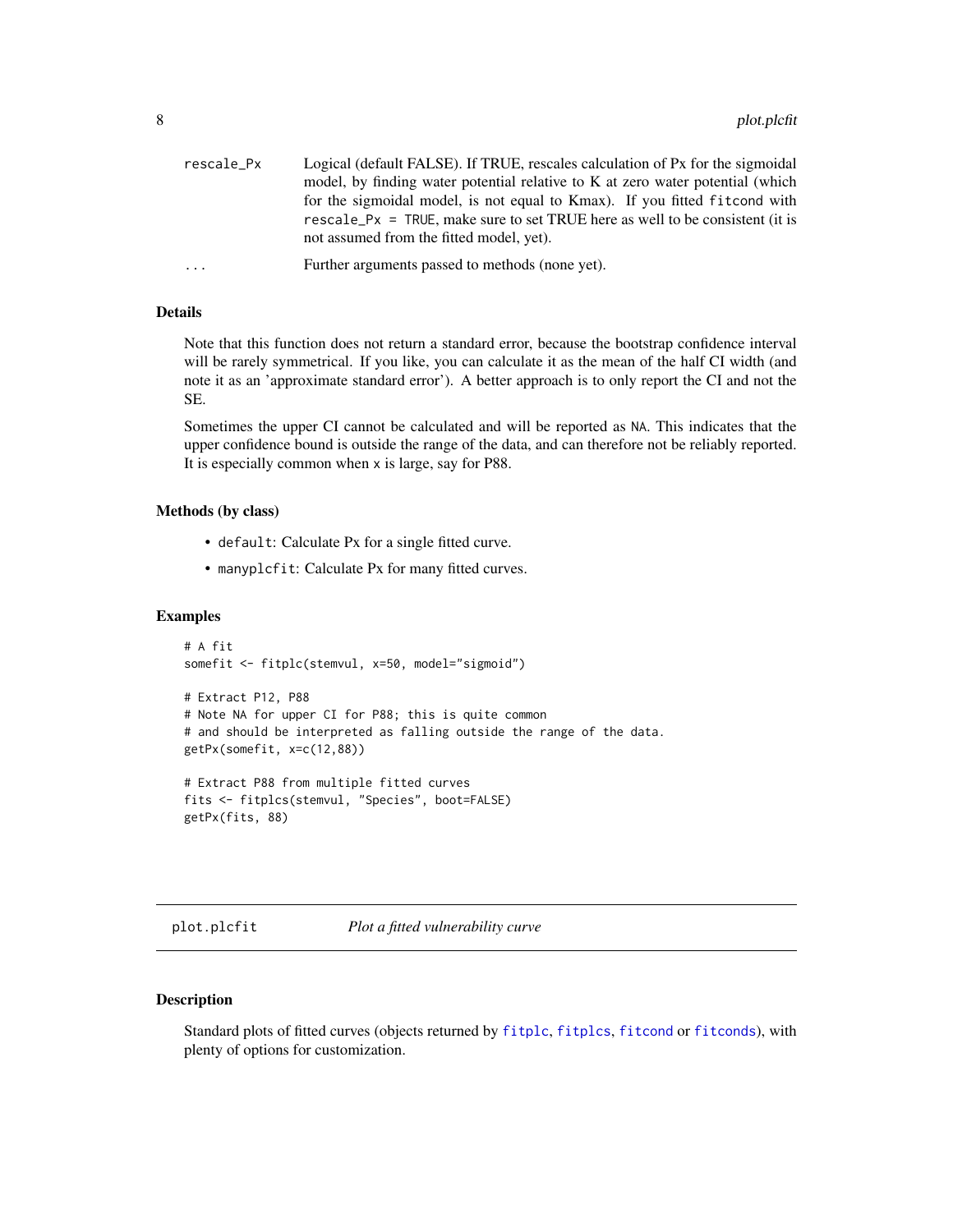| | |
|---|---|
| rescale_Px | Logical (default FALSE). If TRUE, rescales calculation of Px for the sigmoidal model, by finding water potential relative to K at zero water potential (which for the sigmoidal model, is not equal to Kmax). If you fitted `fitcond` with `rescale_Px = TRUE`, make sure to set TRUE here as well to be consistent (it is not assumed from the fitted model, yet). |
| ... | Further arguments passed to methods (none yet). |

### Details

Note that this function does not return a standard error, because the bootstrap confidence interval will be rarely symmetrical. If you like, you can calculate it as the mean of the half CI width (and note it as an 'approximate standard error'). A better approach is to only report the CI and not the SE.

Sometimes the upper CI cannot be calculated and will be reported as `NA`. This indicates that the upper confidence bound is outside the range of the data, and can therefore not be reliably reported. It is especially common when `x` is large, say for P88.

### Methods (by class)

- `default`: Calculate Px for a single fitted curve.
- `manyplcfit`: Calculate Px for many fitted curves.

### Examples

```
# A fit
somefit <- fitplc(stemvul, x=50, model="sigmoid")

# Extract P12, P88
# Note NA for upper CI for P88; this is quite common
# and should be interpreted as falling outside the range of the data.
getPx(somefit, x=c(12,88))

# Extract P88 from multiple fitted curves
fits <- fitplcs(stemvul, "Species", boot=FALSE)
getPx(fits, 88)
```

## plot.plcfit — *Plot a fitted vulnerability curve*

### Description

Standard plots of fitted curves (objects returned by `fitplc`, `fitplcs`, `fitcond` or `fitconds`), with plenty of options for customization.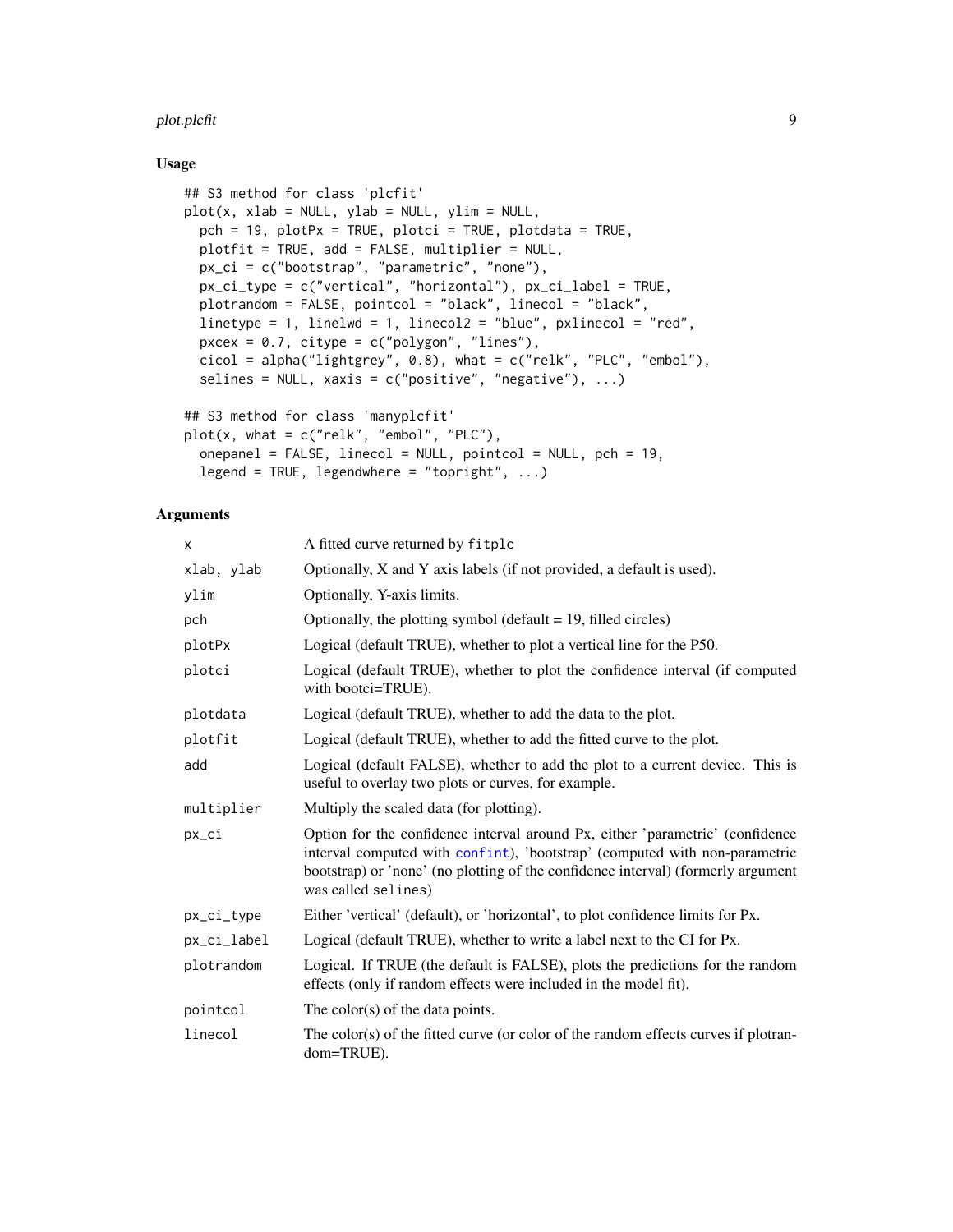## Usage

```
## S3 method for class 'plcfit'
plot(x, xlab = NULL, ylab = NULL, ylim = NULL,
  pch = 19, plotPx = TRUE, plotci = TRUE, plotdata = TRUE,
  plotfit = TRUE, add = FALSE, multiplier = NULL,
  px_ci = c("bootstrap", "parametric", "none"),
  px_ci_type = c("vertical", "horizontal"), px_ci_label = TRUE,
  plotrandom = FALSE, pointcol = "black", linecol = "black",
  linetype = 1, linelwd = 1, linecol2 = "blue", pxlinecol = "red",
  pxcex = 0.7, citype = c("polygon", "lines"),
  cicol = alpha("lightgrey", 0.8), what = c("relk", "PLC", "embol"),
  selines = NULL, xaxis = c("positive", "negative"), ...)

## S3 method for class 'manyplcfit'
plot(x, what = c("relk", "embol", "PLC"),
  onepanel = FALSE, linecol = NULL, pointcol = NULL, pch = 19,
  legend = TRUE, legendwhere = "topright", ...)
```

## Arguments

| | |
|---|---|
| x | A fitted curve returned by fitplc |
| xlab, ylab | Optionally, X and Y axis labels (if not provided, a default is used). |
| ylim | Optionally, Y-axis limits. |
| pch | Optionally, the plotting symbol (default = 19, filled circles) |
| plotPx | Logical (default TRUE), whether to plot a vertical line for the P50. |
| plotci | Logical (default TRUE), whether to plot the confidence interval (if computed with bootci=TRUE). |
| plotdata | Logical (default TRUE), whether to add the data to the plot. |
| plotfit | Logical (default TRUE), whether to add the fitted curve to the plot. |
| add | Logical (default FALSE), whether to add the plot to a current device. This is useful to overlay two plots or curves, for example. |
| multiplier | Multiply the scaled data (for plotting). |
| px_ci | Option for the confidence interval around Px, either 'parametric' (confidence interval computed with confint), 'bootstrap' (computed with non-parametric bootstrap) or 'none' (no plotting of the confidence interval) (formerly argument was called selines) |
| px_ci_type | Either 'vertical' (default), or 'horizontal', to plot confidence limits for Px. |
| px_ci_label | Logical (default TRUE), whether to write a label next to the CI for Px. |
| plotrandom | Logical. If TRUE (the default is FALSE), plots the predictions for the random effects (only if random effects were included in the model fit). |
| pointcol | The color(s) of the data points. |
| linecol | The color(s) of the fitted curve (or color of the random effects curves if plotrandom=TRUE). |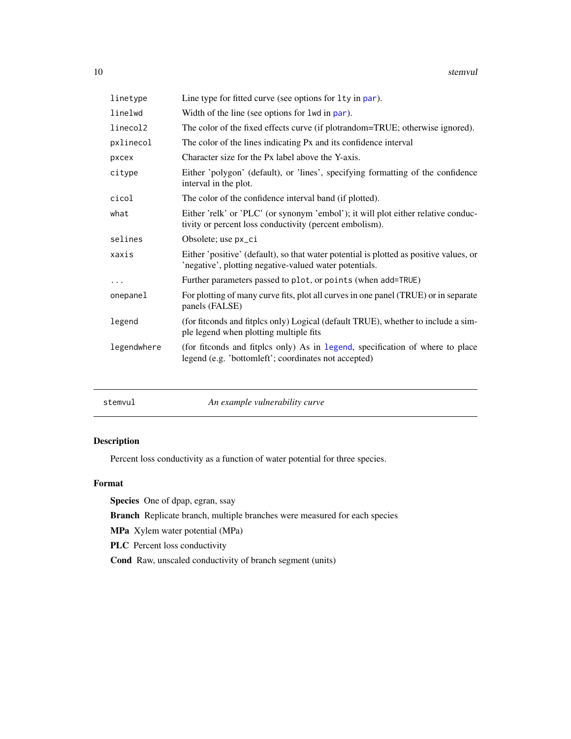| | |
|---|---|
| `linetype` | Line type for fitted curve (see options for `lty` in `par`). |
| `linelwd` | Width of the line (see options for `lwd` in `par`). |
| `linecol2` | The color of the fixed effects curve (if plotrandom=TRUE; otherwise ignored). |
| `pxlinecol` | The color of the lines indicating Px and its confidence interval |
| `pxcex` | Character size for the Px label above the Y-axis. |
| `citype` | Either 'polygon' (default), or 'lines', specifying formatting of the confidence interval in the plot. |
| `cicol` | The color of the confidence interval band (if plotted). |
| `what` | Either 'relk' or 'PLC' (or synonym 'embol'); it will plot either relative conductivity or percent loss conductivity (percent embolism). |
| `selines` | Obsolete; use `px_ci` |
| `xaxis` | Either 'positive' (default), so that water potential is plotted as positive values, or 'negative', plotting negative-valued water potentials. |
| `...` | Further parameters passed to `plot`, or `points` (when `add=TRUE`) |
| `onepanel` | For plotting of many curve fits, plot all curves in one panel (TRUE) or in separate panels (FALSE) |
| `legend` | (for fitconds and fitplcs only) Logical (default TRUE), whether to include a simple legend when plotting multiple fits |
| `legendwhere` | (for fitconds and fitplcs only) As in `legend`, specification of where to place legend (e.g. 'bottomleft'; coordinates not accepted) |

---

`stemvul` *An example vulnerability curve*

---

## Description

Percent loss conductivity as a function of water potential for three species.

## Format

**Species** One of dpap, egran, ssay

**Branch** Replicate branch, multiple branches were measured for each species

**MPa** Xylem water potential (MPa)

**PLC** Percent loss conductivity

**Cond** Raw, unscaled conductivity of branch segment (units)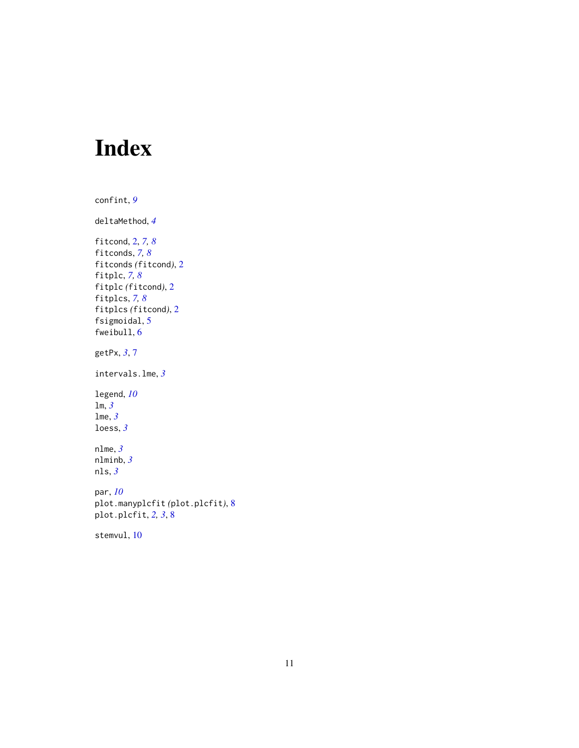# Index

confint, *9*

deltaMethod, *4*

fitcond, 2, *7, 8*
fitconds, *7, 8*
fitconds *(*fitcond*)*, 2
fitplc, *7, 8*
fitplc *(*fitcond*)*, 2
fitplcs, *7, 8*
fitplcs *(*fitcond*)*, 2
fsigmoidal, 5
fweibull, 6

getPx, *3*, 7

intervals.lme, *3*

legend, *10*
lm, *3*
lme, *3*
loess, *3*

nlme, *3*
nlminb, *3*
nls, *3*

par, *10*
plot.manyplcfit *(*plot.plcfit*)*, 8
plot.plcfit, *2, 3*, 8

stemvul, 10